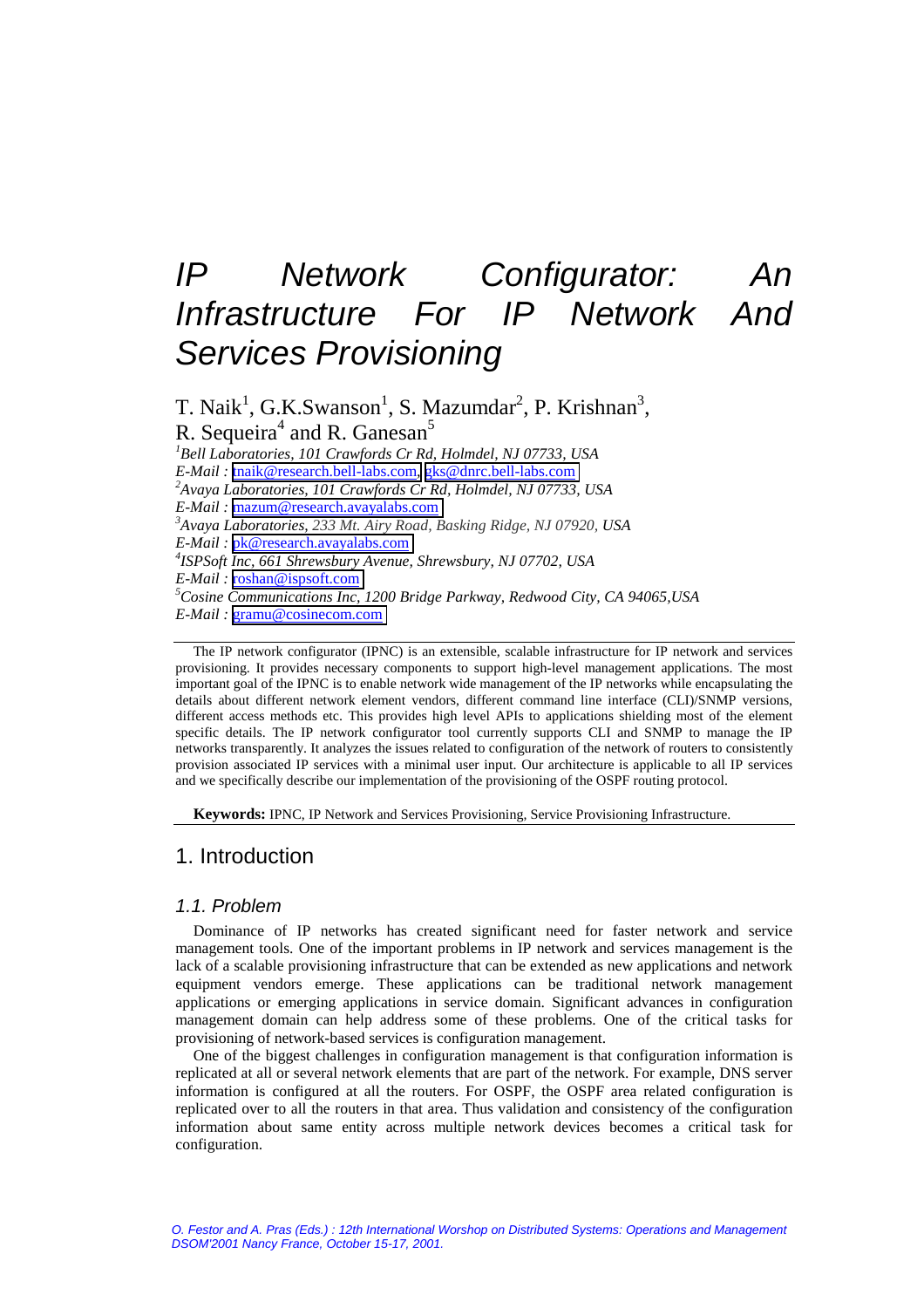# IP Network Configurator: An Infrastructure For IP Network And Services Provisioning

T. Naik[1], G.K.Swanson[1], S. Mazumdar[2], P. Krishnan[3], R. Sequeira[4] and R. Ganesan[5]

[1]*Bell Laboratories, 101 Crawfords Cr Rd, Holmdel, NJ 07733, USA*
*E-Mail :* tnaik@research.bell-labs.com, gks@dnrc.bell-labs.com
[2]*Avaya Laboratories, 101 Crawfords Cr Rd, Holmdel, NJ 07733, USA*
*E-Mail :* mazum@research.avayalabs.com
[3]*Avaya Laboratories, 233 Mt. Airy Road, Basking Ridge, NJ 07920, USA*
*E-Mail :* pk@research.avayalabs.com
[4]*ISPSoft Inc, 661 Shrewsbury Avenue, Shrewsbury, NJ 07702, USA*
*E-Mail :* roshan@ispsoft.com
[5]*Cosine Communications Inc, 1200 Bridge Parkway, Redwood City, CA 94065,USA*
*E-Mail :* gramu@cosinecom.com

The IP network configurator (IPNC) is an extensible, scalable infrastructure for IP network and services provisioning. It provides necessary components to support high-level management applications. The most important goal of the IPNC is to enable network wide management of the IP networks while encapsulating the details about different network element vendors, different command line interface (CLI)/SNMP versions, different access methods etc. This provides high level APIs to applications shielding most of the element specific details. The IP network configurator tool currently supports CLI and SNMP to manage the IP networks transparently. It analyzes the issues related to configuration of the network of routers to consistently provision associated IP services with a minimal user input. Our architecture is applicable to all IP services and we specifically describe our implementation of the provisioning of the OSPF routing protocol.

**Keywords:** IPNC, IP Network and Services Provisioning, Service Provisioning Infrastructure.

## 1. Introduction

### *1.1. Problem*

Dominance of IP networks has created significant need for faster network and service management tools. One of the important problems in IP network and services management is the lack of a scalable provisioning infrastructure that can be extended as new applications and network equipment vendors emerge. These applications can be traditional network management applications or emerging applications in service domain. Significant advances in configuration management domain can help address some of these problems. One of the critical tasks for provisioning of network-based services is configuration management.

One of the biggest challenges in configuration management is that configuration information is replicated at all or several network elements that are part of the network. For example, DNS server information is configured at all the routers. For OSPF, the OSPF area related configuration is replicated over to all the routers in that area. Thus validation and consistency of the configuration information about same entity across multiple network devices becomes a critical task for configuration.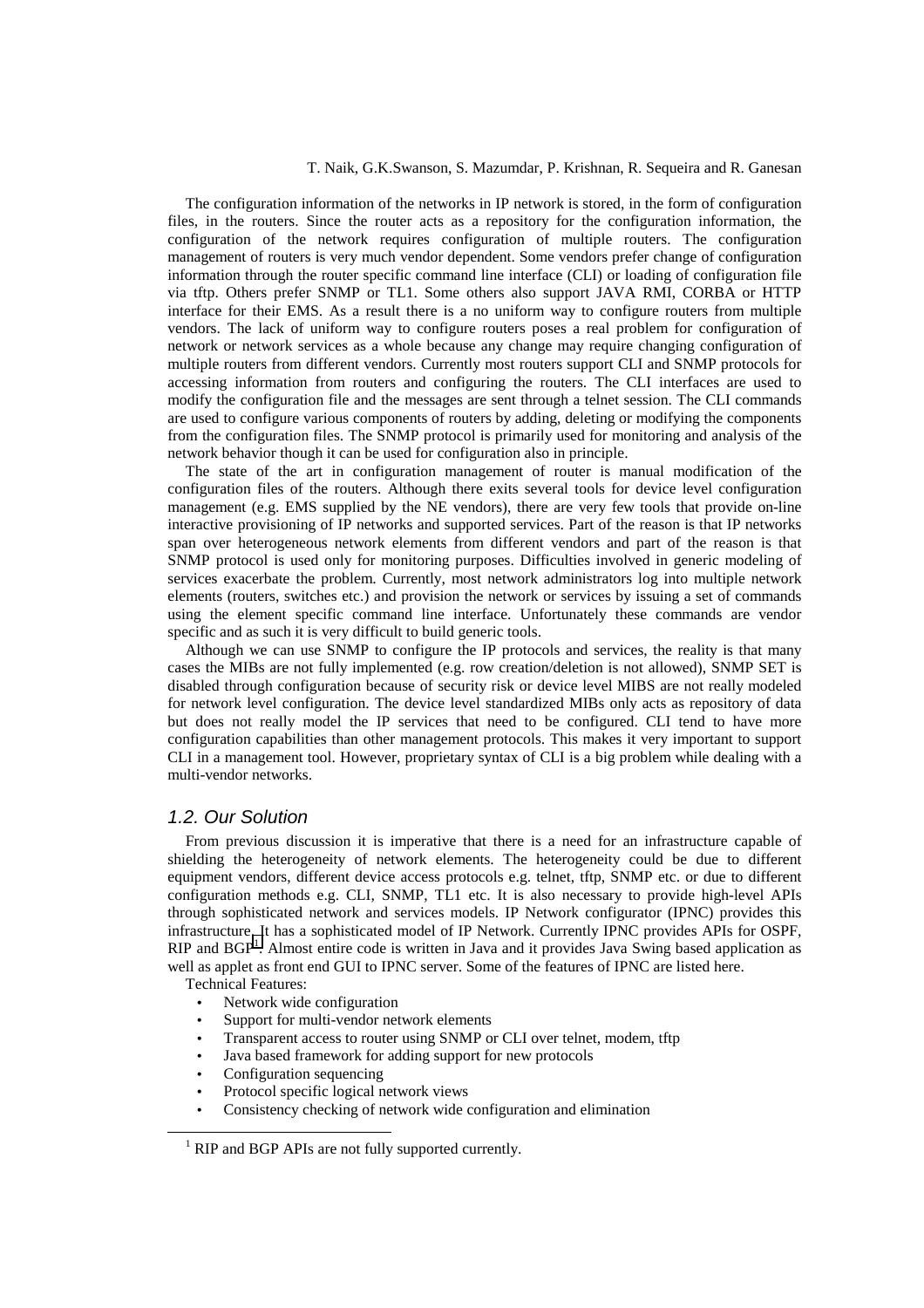The configuration information of the networks in IP network is stored, in the form of configuration files, in the routers. Since the router acts as a repository for the configuration information, the configuration of the network requires configuration of multiple routers. The configuration management of routers is very much vendor dependent. Some vendors prefer change of configuration information through the router specific command line interface (CLI) or loading of configuration file via tftp. Others prefer SNMP or TL1. Some others also support JAVA RMI, CORBA or HTTP interface for their EMS. As a result there is a no uniform way to configure routers from multiple vendors. The lack of uniform way to configure routers poses a real problem for configuration of network or network services as a whole because any change may require changing configuration of multiple routers from different vendors. Currently most routers support CLI and SNMP protocols for accessing information from routers and configuring the routers. The CLI interfaces are used to modify the configuration file and the messages are sent through a telnet session. The CLI commands are used to configure various components of routers by adding, deleting or modifying the components from the configuration files. The SNMP protocol is primarily used for monitoring and analysis of the network behavior though it can be used for configuration also in principle.

The state of the art in configuration management of router is manual modification of the configuration files of the routers. Although there exits several tools for device level configuration management (e.g. EMS supplied by the NE vendors), there are very few tools that provide on-line interactive provisioning of IP networks and supported services. Part of the reason is that IP networks span over heterogeneous network elements from different vendors and part of the reason is that SNMP protocol is used only for monitoring purposes. Difficulties involved in generic modeling of services exacerbate the problem. Currently, most network administrators log into multiple network elements (routers, switches etc.) and provision the network or services by issuing a set of commands using the element specific command line interface. Unfortunately these commands are vendor specific and as such it is very difficult to build generic tools.

Although we can use SNMP to configure the IP protocols and services, the reality is that many cases the MIBs are not fully implemented (e.g. row creation/deletion is not allowed), SNMP SET is disabled through configuration because of security risk or device level MIBS are not really modeled for network level configuration. The device level standardized MIBs only acts as repository of data but does not really model the IP services that need to be configured. CLI tend to have more configuration capabilities than other management protocols. This makes it very important to support CLI in a management tool. However, proprietary syntax of CLI is a big problem while dealing with a multi-vendor networks.

### *1.2. Our Solution*

From previous discussion it is imperative that there is a need for an infrastructure capable of shielding the heterogeneity of network elements. The heterogeneity could be due to different equipment vendors, different device access protocols e.g. telnet, tftp, SNMP etc. or due to different configuration methods e.g. CLI, SNMP, TL1 etc. It is also necessary to provide high-level APIs through sophisticated network and services models. IP Network configurator (IPNC) provides this infrastructure. It has a sophisticated model of IP Network. Currently IPNC provides APIs for OSPF, RIP and BGP[1]. Almost entire code is written in Java and it provides Java Swing based application as well as applet as front end GUI to IPNC server. Some of the features of IPNC are listed here.

Technical Features:

- Network wide configuration
- Support for multi-vendor network elements
- Transparent access to router using SNMP or CLI over telnet, modem, tftp
- Java based framework for adding support for new protocols
- Configuration sequencing
- Protocol specific logical network views
- Consistency checking of network wide configuration and elimination

[1] RIP and BGP APIs are not fully supported currently.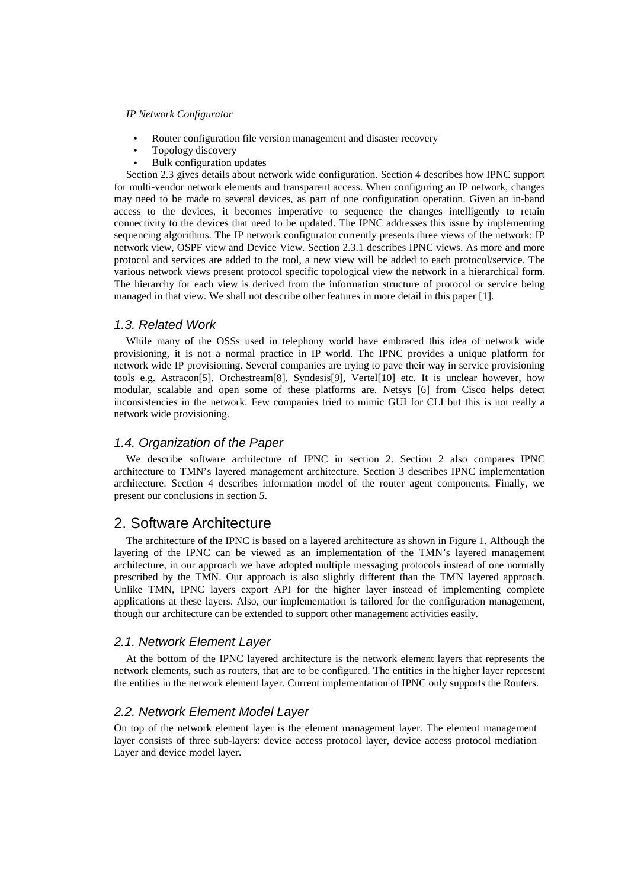- Router configuration file version management and disaster recovery
- Topology discovery
- Bulk configuration updates

Section 2.3 gives details about network wide configuration. Section 4 describes how IPNC support for multi-vendor network elements and transparent access. When configuring an IP network, changes may need to be made to several devices, as part of one configuration operation. Given an in-band access to the devices, it becomes imperative to sequence the changes intelligently to retain connectivity to the devices that need to be updated. The IPNC addresses this issue by implementing sequencing algorithms. The IP network configurator currently presents three views of the network: IP network view, OSPF view and Device View. Section 2.3.1 describes IPNC views. As more and more protocol and services are added to the tool, a new view will be added to each protocol/service. The various network views present protocol specific topological view the network in a hierarchical form. The hierarchy for each view is derived from the information structure of protocol or service being managed in that view. We shall not describe other features in more detail in this paper [1].

### 1.3. Related Work

While many of the OSSs used in telephony world have embraced this idea of network wide provisioning, it is not a normal practice in IP world. The IPNC provides a unique platform for network wide IP provisioning. Several companies are trying to pave their way in service provisioning tools e.g. Astracon[5], Orchestream[8], Syndesis[9], Vertel[10] etc. It is unclear however, how modular, scalable and open some of these platforms are. Netsys [6] from Cisco helps detect inconsistencies in the network. Few companies tried to mimic GUI for CLI but this is not really a network wide provisioning.

### 1.4. Organization of the Paper

We describe software architecture of IPNC in section 2. Section 2 also compares IPNC architecture to TMN's layered management architecture. Section 3 describes IPNC implementation architecture. Section 4 describes information model of the router agent components. Finally, we present our conclusions in section 5.

## 2. Software Architecture

The architecture of the IPNC is based on a layered architecture as shown in Figure 1. Although the layering of the IPNC can be viewed as an implementation of the TMN's layered management architecture, in our approach we have adopted multiple messaging protocols instead of one normally prescribed by the TMN. Our approach is also slightly different than the TMN layered approach. Unlike TMN, IPNC layers export API for the higher layer instead of implementing complete applications at these layers. Also, our implementation is tailored for the configuration management, though our architecture can be extended to support other management activities easily.

### 2.1. Network Element Layer

At the bottom of the IPNC layered architecture is the network element layers that represents the network elements, such as routers, that are to be configured. The entities in the higher layer represent the entities in the network element layer. Current implementation of IPNC only supports the Routers.

### 2.2. Network Element Model Layer

On top of the network element layer is the element management layer. The element management layer consists of three sub-layers: device access protocol layer, device access protocol mediation Layer and device model layer.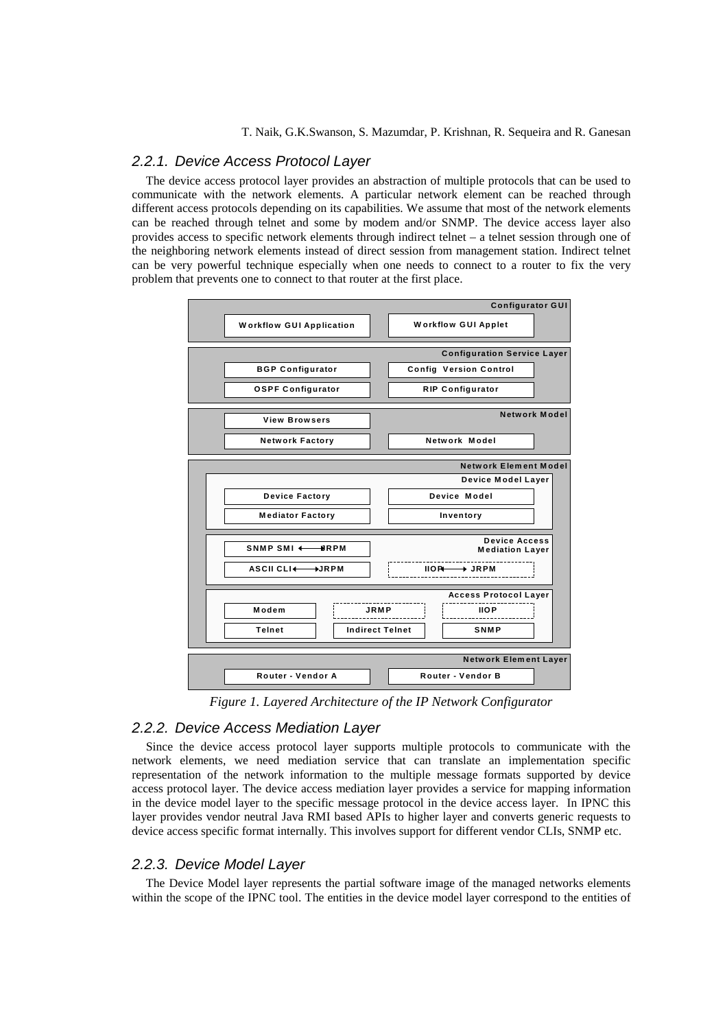### 2.2.1. Device Access Protocol Layer

The device access protocol layer provides an abstraction of multiple protocols that can be used to communicate with the network elements. A particular network element can be reached through different access protocols depending on its capabilities. We assume that most of the network elements can be reached through telnet and some by modem and/or SNMP. The device access layer also provides access to specific network elements through indirect telnet – a telnet session through one of the neighboring network elements instead of direct session from management station. Indirect telnet can be very powerful technique especially when one needs to connect to a router to fix the very problem that prevents one to connect to that router at the first place.

*Figure 1. Layered Architecture of the IP Network Configurator*

### 2.2.2. Device Access Mediation Layer

Since the device access protocol layer supports multiple protocols to communicate with the network elements, we need mediation service that can translate an implementation specific representation of the network information to the multiple message formats supported by device access protocol layer. The device access mediation layer provides a service for mapping information in the device model layer to the specific message protocol in the device access layer. In IPNC this layer provides vendor neutral Java RMI based APIs to higher layer and converts generic requests to device access specific format internally. This involves support for different vendor CLIs, SNMP etc.

### 2.2.3. Device Model Layer

The Device Model layer represents the partial software image of the managed networks elements within the scope of the IPNC tool. The entities in the device model layer correspond to the entities of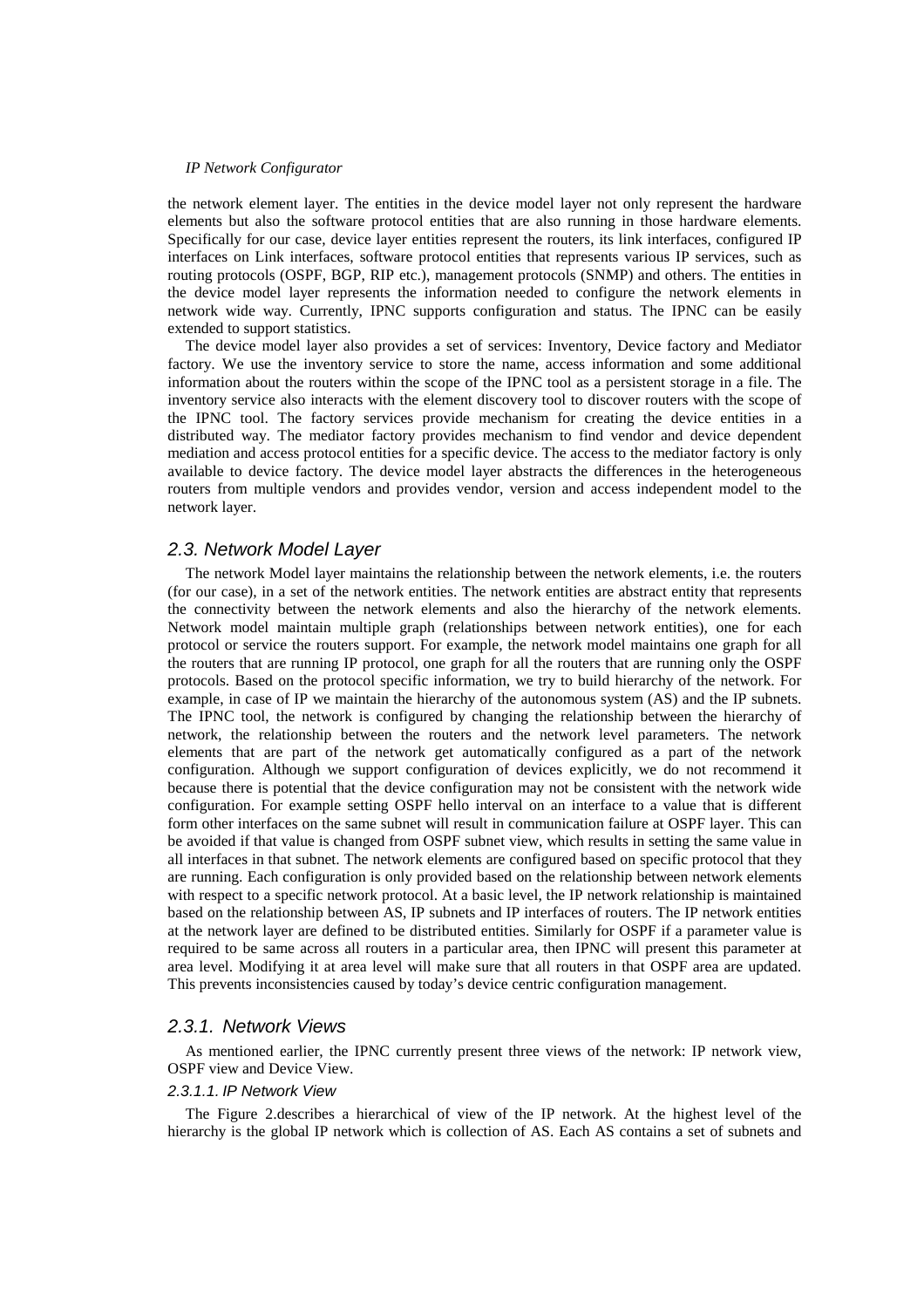the network element layer. The entities in the device model layer not only represent the hardware elements but also the software protocol entities that are also running in those hardware elements. Specifically for our case, device layer entities represent the routers, its link interfaces, configured IP interfaces on Link interfaces, software protocol entities that represents various IP services, such as routing protocols (OSPF, BGP, RIP etc.), management protocols (SNMP) and others. The entities in the device model layer represents the information needed to configure the network elements in network wide way. Currently, IPNC supports configuration and status. The IPNC can be easily extended to support statistics.

The device model layer also provides a set of services: Inventory, Device factory and Mediator factory. We use the inventory service to store the name, access information and some additional information about the routers within the scope of the IPNC tool as a persistent storage in a file. The inventory service also interacts with the element discovery tool to discover routers with the scope of the IPNC tool. The factory services provide mechanism for creating the device entities in a distributed way. The mediator factory provides mechanism to find vendor and device dependent mediation and access protocol entities for a specific device. The access to the mediator factory is only available to device factory. The device model layer abstracts the differences in the heterogeneous routers from multiple vendors and provides vendor, version and access independent model to the network layer.

## 2.3. Network Model Layer

The network Model layer maintains the relationship between the network elements, i.e. the routers (for our case), in a set of the network entities. The network entities are abstract entity that represents the connectivity between the network elements and also the hierarchy of the network elements. Network model maintain multiple graph (relationships between network entities), one for each protocol or service the routers support. For example, the network model maintains one graph for all the routers that are running IP protocol, one graph for all the routers that are running only the OSPF protocols. Based on the protocol specific information, we try to build hierarchy of the network. For example, in case of IP we maintain the hierarchy of the autonomous system (AS) and the IP subnets. The IPNC tool, the network is configured by changing the relationship between the hierarchy of network, the relationship between the routers and the network level parameters. The network elements that are part of the network get automatically configured as a part of the network configuration. Although we support configuration of devices explicitly, we do not recommend it because there is potential that the device configuration may not be consistent with the network wide configuration. For example setting OSPF hello interval on an interface to a value that is different form other interfaces on the same subnet will result in communication failure at OSPF layer. This can be avoided if that value is changed from OSPF subnet view, which results in setting the same value in all interfaces in that subnet. The network elements are configured based on specific protocol that they are running. Each configuration is only provided based on the relationship between network elements with respect to a specific network protocol. At a basic level, the IP network relationship is maintained based on the relationship between AS, IP subnets and IP interfaces of routers. The IP network entities at the network layer are defined to be distributed entities. Similarly for OSPF if a parameter value is required to be same across all routers in a particular area, then IPNC will present this parameter at area level. Modifying it at area level will make sure that all routers in that OSPF area are updated. This prevents inconsistencies caused by today's device centric configuration management.

### 2.3.1. Network Views

As mentioned earlier, the IPNC currently present three views of the network: IP network view, OSPF view and Device View.

#### 2.3.1.1. IP Network View

The Figure 2.describes a hierarchical of view of the IP network. At the highest level of the hierarchy is the global IP network which is collection of AS. Each AS contains a set of subnets and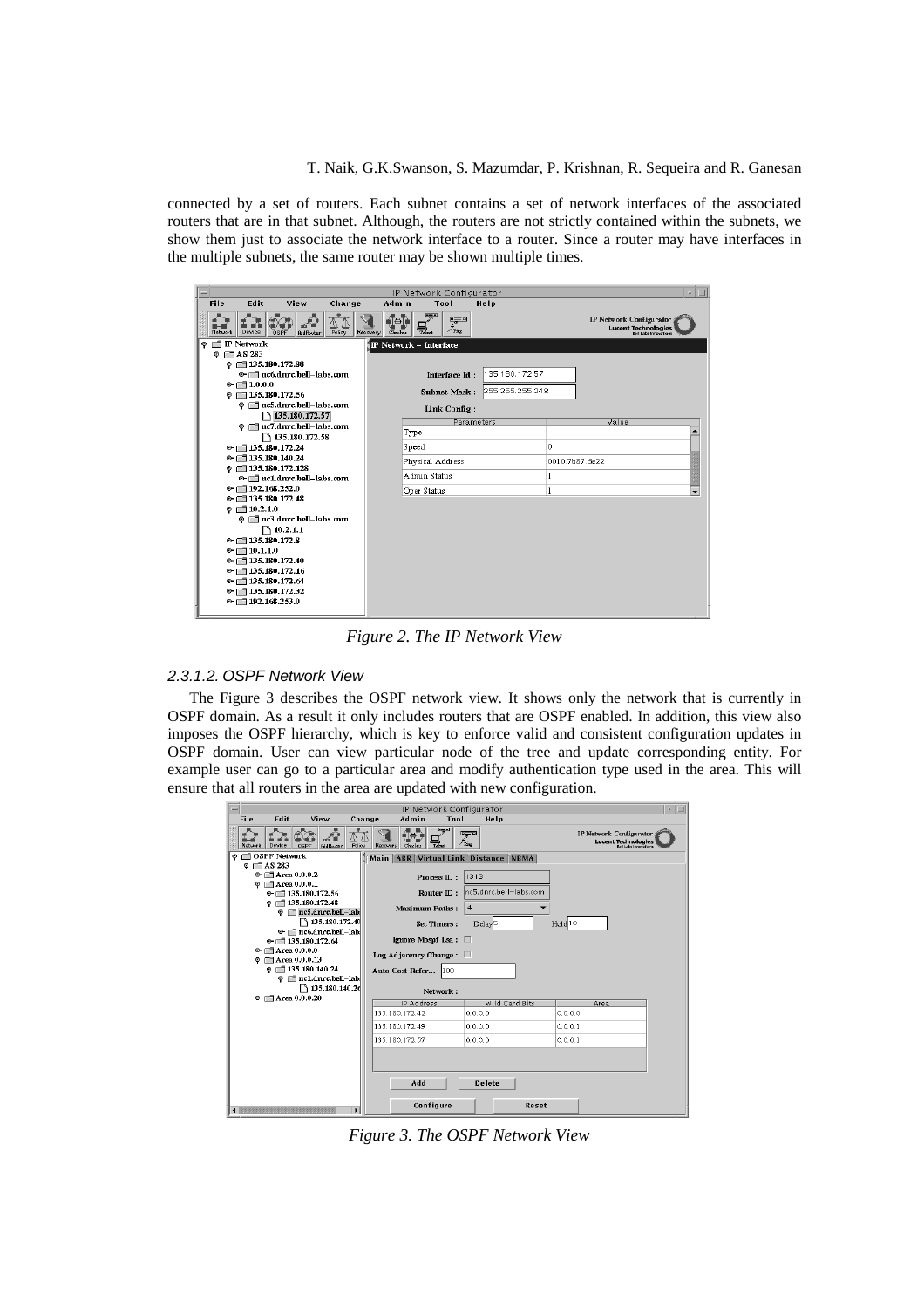connected by a set of routers. Each subnet contains a set of network interfaces of the associated routers that are in that subnet. Although, the routers are not strictly contained within the subnets, we show them just to associate the network interface to a router. Since a router may have interfaces in the multiple subnets, the same router may be shown multiple times.

*Figure 2. The IP Network View*

#### 2.3.1.2. OSPF Network View

The Figure 3 describes the OSPF network view. It shows only the network that is currently in OSPF domain. As a result it only includes routers that are OSPF enabled. In addition, this view also imposes the OSPF hierarchy, which is key to enforce valid and consistent configuration updates in OSPF domain. User can view particular node of the tree and update corresponding entity. For example user can go to a particular area and modify authentication type used in the area. This will ensure that all routers in the area are updated with new configuration.

*Figure 3. The OSPF Network View*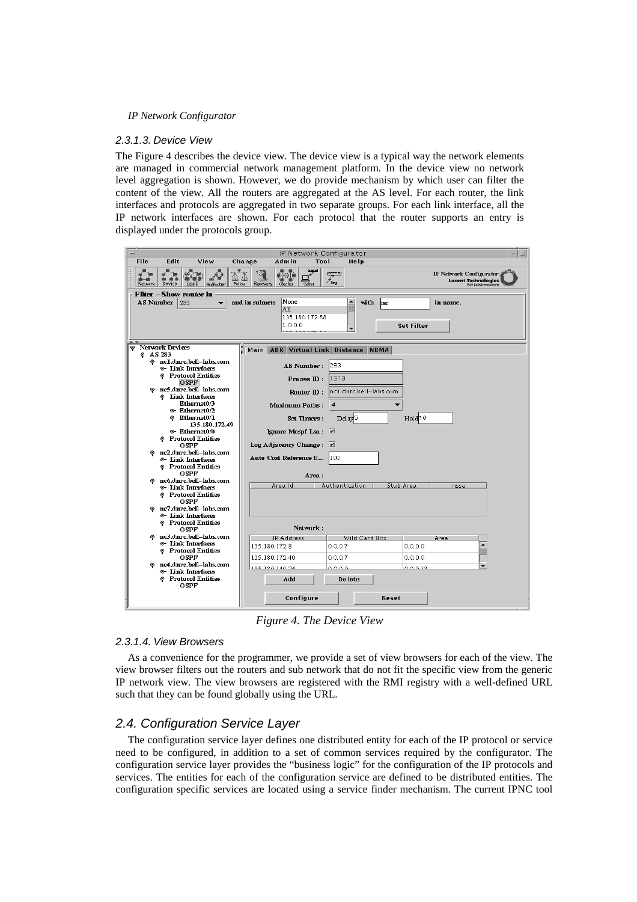#### 2.3.1.3. Device View

The Figure 4 describes the device view. The device view is a typical way the network elements are managed in commercial network management platform. In the device view no network level aggregation is shown. However, we do provide mechanism by which user can filter the content of the view. All the routers are aggregated at the AS level. For each router, the link interfaces and protocols are aggregated in two separate groups. For each link interface, all the IP network interfaces are shown. For each protocol that the router supports an entry is displayed under the protocols group.

*Figure 4. The Device View*

#### 2.3.1.4. View Browsers

As a convenience for the programmer, we provide a set of view browsers for each of the view. The view browser filters out the routers and sub network that do not fit the specific view from the generic IP network view. The view browsers are registered with the RMI registry with a well-defined URL such that they can be found globally using the URL.

## 2.4. Configuration Service Layer

The configuration service layer defines one distributed entity for each of the IP protocol or service need to be configured, in addition to a set of common services required by the configurator. The configuration service layer provides the "business logic" for the configuration of the IP protocols and services. The entities for each of the configuration service are defined to be distributed entities. The configuration specific services are located using a service finder mechanism. The current IPNC tool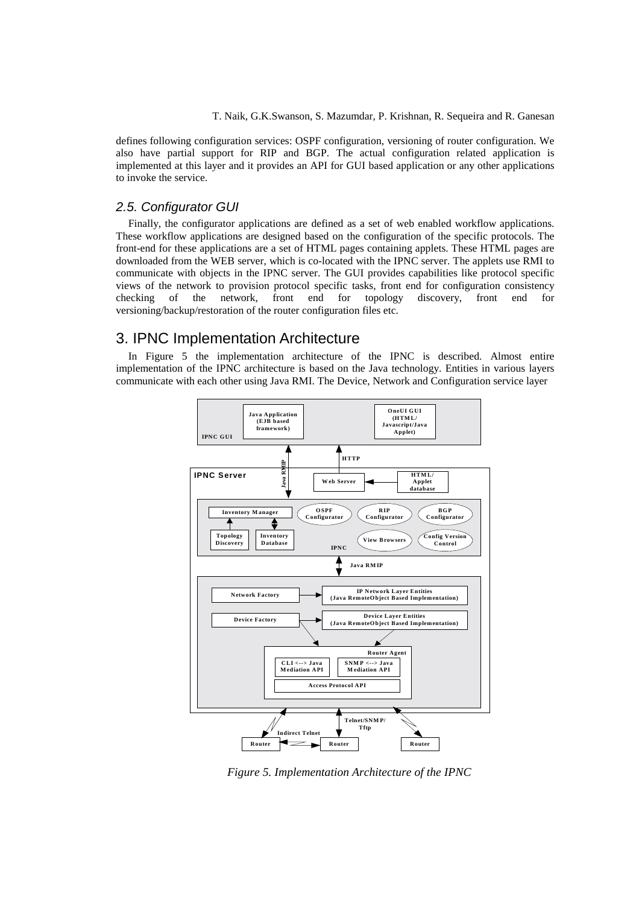defines following configuration services: OSPF configuration, versioning of router configuration. We also have partial support for RIP and BGP. The actual configuration related application is implemented at this layer and it provides an API for GUI based application or any other applications to invoke the service.

### *2.5. Configurator GUI*

Finally, the configurator applications are defined as a set of web enabled workflow applications. These workflow applications are designed based on the configuration of the specific protocols. The front-end for these applications are a set of HTML pages containing applets. These HTML pages are downloaded from the WEB server, which is co-located with the IPNC server. The applets use RMI to communicate with objects in the IPNC server. The GUI provides capabilities like protocol specific views of the network to provision protocol specific tasks, front end for configuration consistency checking of the network, front end for topology discovery, front end for versioning/backup/restoration of the router configuration files etc.

## 3. IPNC Implementation Architecture

In Figure 5 the implementation architecture of the IPNC is described. Almost entire implementation of the IPNC architecture is based on the Java technology. Entities in various layers communicate with each other using Java RMI. The Device, Network and Configuration service layer

*Figure 5. Implementation Architecture of the IPNC*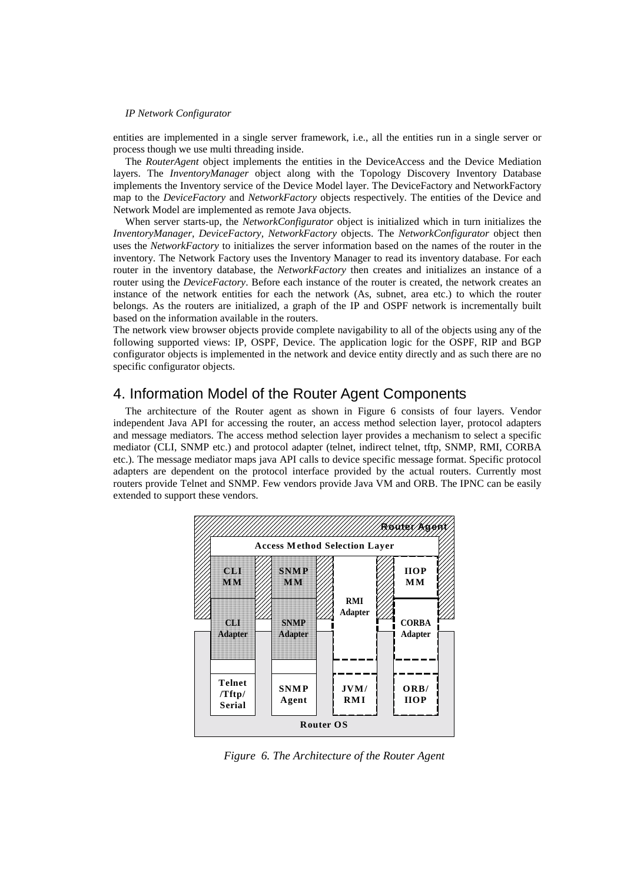entities are implemented in a single server framework, i.e., all the entities run in a single server or process though we use multi threading inside.

The *RouterAgent* object implements the entities in the DeviceAccess and the Device Mediation layers. The *InventoryManager* object along with the Topology Discovery Inventory Database implements the Inventory service of the Device Model layer. The DeviceFactory and NetworkFactory map to the *DeviceFactory* and *NetworkFactory* objects respectively. The entities of the Device and Network Model are implemented as remote Java objects.

When server starts-up, the *NetworkConfigurator* object is initialized which in turn initializes the *InventoryManager*, *DeviceFactory*, *NetworkFactory* objects. The *NetworkConfigurator* object then uses the *NetworkFactory* to initializes the server information based on the names of the router in the inventory. The Network Factory uses the Inventory Manager to read its inventory database. For each router in the inventory database, the *NetworkFactory* then creates and initializes an instance of a router using the *DeviceFactory*. Before each instance of the router is created, the network creates an instance of the network entities for each the network (As, subnet, area etc.) to which the router belongs. As the routers are initialized, a graph of the IP and OSPF network is incrementally built based on the information available in the routers.

The network view browser objects provide complete navigability to all of the objects using any of the following supported views: IP, OSPF, Device. The application logic for the OSPF, RIP and BGP configurator objects is implemented in the network and device entity directly and as such there are no specific configurator objects.

## 4. Information Model of the Router Agent Components

The architecture of the Router agent as shown in Figure 6 consists of four layers. Vendor independent Java API for accessing the router, an access method selection layer, protocol adapters and message mediators. The access method selection layer provides a mechanism to select a specific mediator (CLI, SNMP etc.) and protocol adapter (telnet, indirect telnet, tftp, SNMP, RMI, CORBA etc.). The message mediator maps java API calls to device specific message format. Specific protocol adapters are dependent on the protocol interface provided by the actual routers. Currently most routers provide Telnet and SNMP. Few vendors provide Java VM and ORB. The IPNC can be easily extended to support these vendors.

*Figure 6. The Architecture of the Router Agent*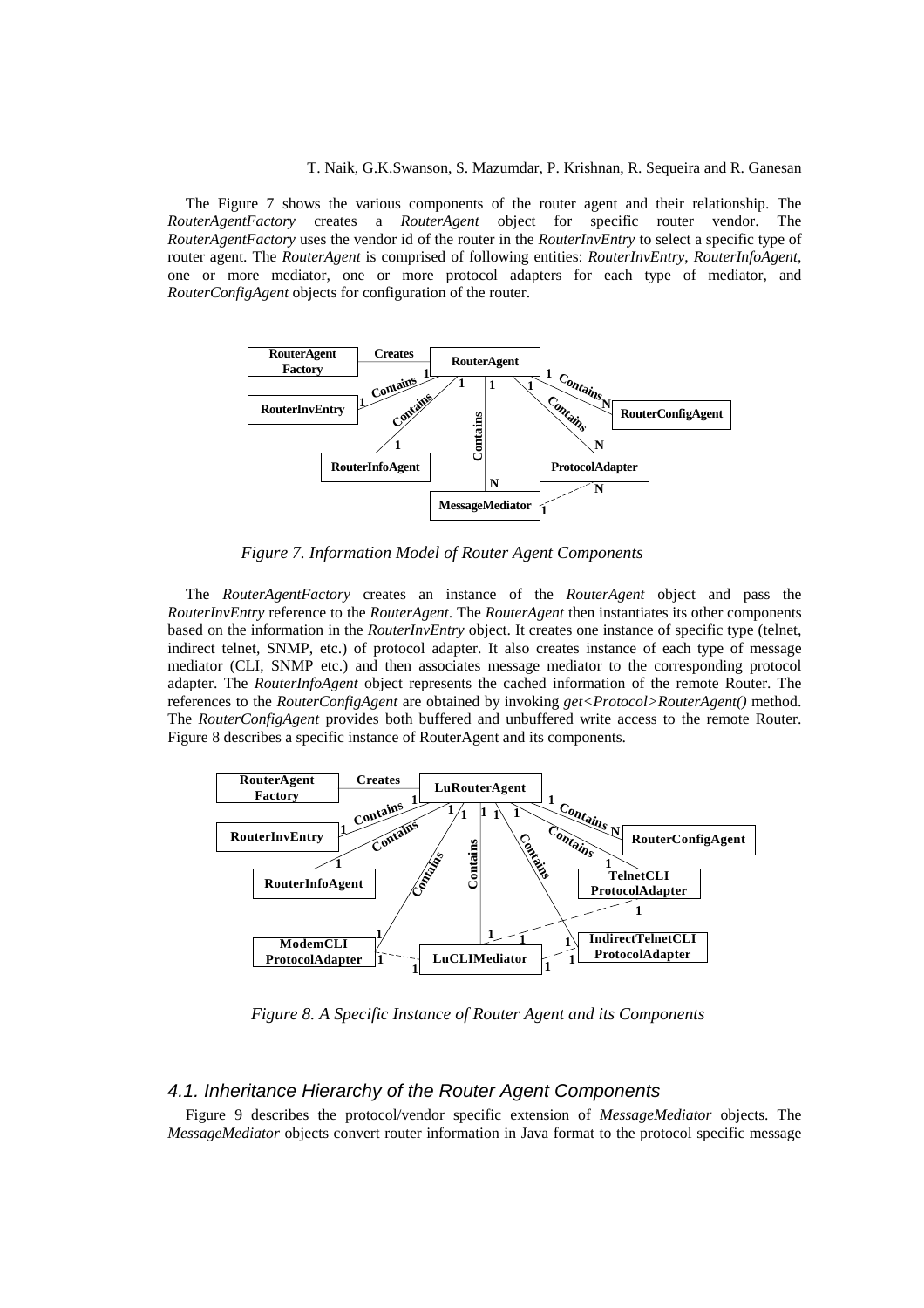The Figure 7 shows the various components of the router agent and their relationship. The *RouterAgentFactory* creates a *RouterAgent* object for specific router vendor. The *RouterAgentFactory* uses the vendor id of the router in the *RouterInvEntry* to select a specific type of router agent. The *RouterAgent* is comprised of following entities: *RouterInvEntry*, *RouterInfoAgent*, one or more mediator, one or more protocol adapters for each type of mediator, and *RouterConfigAgent* objects for configuration of the router.

*Figure 7. Information Model of Router Agent Components*

The *RouterAgentFactory* creates an instance of the *RouterAgent* object and pass the *RouterInvEntry* reference to the *RouterAgent*. The *RouterAgent* then instantiates its other components based on the information in the *RouterInvEntry* object. It creates one instance of specific type (telnet, indirect telnet, SNMP, etc.) of protocol adapter. It also creates instance of each type of message mediator (CLI, SNMP etc.) and then associates message mediator to the corresponding protocol adapter. The *RouterInfoAgent* object represents the cached information of the remote Router. The references to the *RouterConfigAgent* are obtained by invoking *get<Protocol>RouterAgent()* method. The *RouterConfigAgent* provides both buffered and unbuffered write access to the remote Router. Figure 8 describes a specific instance of RouterAgent and its components.

*Figure 8. A Specific Instance of Router Agent and its Components*

## 4.1. Inheritance Hierarchy of the Router Agent Components

Figure 9 describes the protocol/vendor specific extension of *MessageMediator* objects. The *MessageMediator* objects convert router information in Java format to the protocol specific message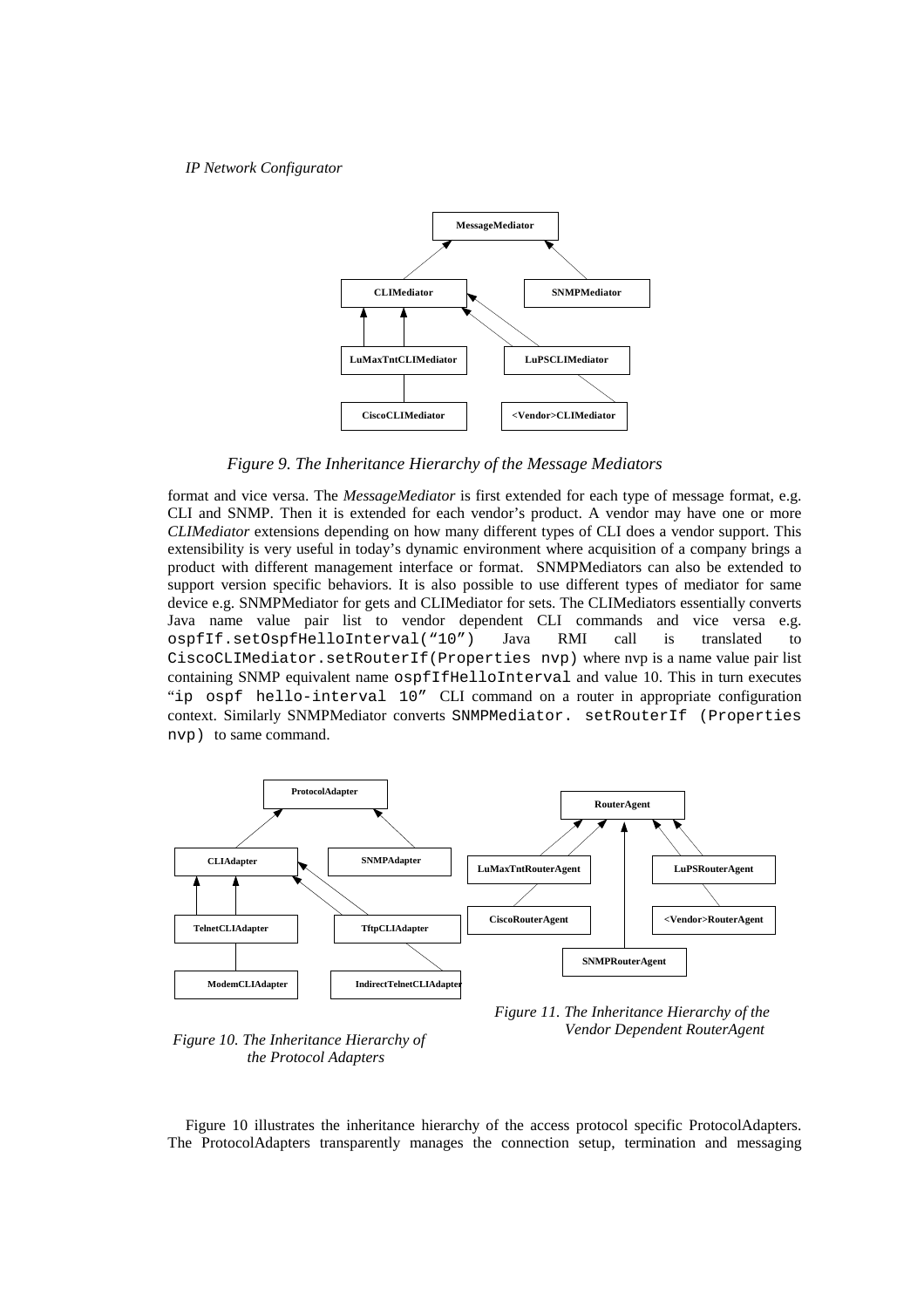*Figure 9. The Inheritance Hierarchy of the Message Mediators*

format and vice versa. The *MessageMediator* is first extended for each type of message format, e.g. CLI and SNMP. Then it is extended for each vendor's product. A vendor may have one or more *CLIMediator* extensions depending on how many different types of CLI does a vendor support. This extensibility is very useful in today's dynamic environment where acquisition of a company brings a product with different management interface or format. SNMPMediators can also be extended to support version specific behaviors. It is also possible to use different types of mediator for same device e.g. SNMPMediator for gets and CLIMediator for sets. The CLIMediators essentially converts Java name value pair list to vendor dependent CLI commands and vice versa e.g. `ospfIf.setOspfHelloInterval("10")` Java RMI call is translated to `CiscoCLIMediator.setRouterIf(Properties nvp)` where nvp is a name value pair list containing SNMP equivalent name `ospfIfHelloInterval` and value 10. This in turn executes "`ip ospf hello-interval 10`" CLI command on a router in appropriate configuration context. Similarly SNMPMediator converts `SNMPMediator. setRouterIf (Properties nvp)` to same command.

*Figure 10. The Inheritance Hierarchy of the Protocol Adapters*

*Figure 11. The Inheritance Hierarchy of the Vendor Dependent RouterAgent*

Figure 10 illustrates the inheritance hierarchy of the access protocol specific ProtocolAdapters. The ProtocolAdapters transparently manages the connection setup, termination and messaging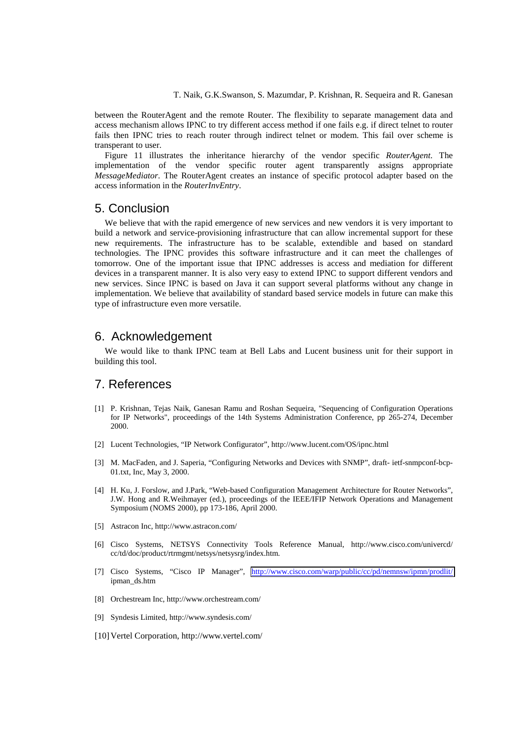between the RouterAgent and the remote Router. The flexibility to separate management data and access mechanism allows IPNC to try different access method if one fails e.g. if direct telnet to router fails then IPNC tries to reach router through indirect telnet or modem. This fail over scheme is transperant to user.

Figure 11 illustrates the inheritance hierarchy of the vendor specific *RouterAgent*. The implementation of the vendor specific router agent transparently assigns appropriate *MessageMediator*. The RouterAgent creates an instance of specific protocol adapter based on the access information in the *RouterInvEntry*.

## 5. Conclusion

We believe that with the rapid emergence of new services and new vendors it is very important to build a network and service-provisioning infrastructure that can allow incremental support for these new requirements. The infrastructure has to be scalable, extendible and based on standard technologies. The IPNC provides this software infrastructure and it can meet the challenges of tomorrow. One of the important issue that IPNC addresses is access and mediation for different devices in a transparent manner. It is also very easy to extend IPNC to support different vendors and new services. Since IPNC is based on Java it can support several platforms without any change in implementation. We believe that availability of standard based service models in future can make this type of infrastructure even more versatile.

## 6. Acknowledgement

We would like to thank IPNC team at Bell Labs and Lucent business unit for their support in building this tool.

## 7. References

[1] P. Krishnan, Tejas Naik, Ganesan Ramu and Roshan Sequeira, "Sequencing of Configuration Operations for IP Networks", proceedings of the 14th Systems Administration Conference, pp 265-274, December 2000.

[2] Lucent Technologies, "IP Network Configurator", http://www.lucent.com/OS/ipnc.html

[3] M. MacFaden, and J. Saperia, "Configuring Networks and Devices with SNMP", draft- ietf-snmpconf-bcp-01.txt, Inc, May 3, 2000.

[4] H. Ku, J. Forslow, and J.Park, "Web-based Configuration Management Architecture for Router Networks", J.W. Hong and R.Weihmayer (ed.), proceedings of the IEEE/IFIP Network Operations and Management Symposium (NOMS 2000), pp 173-186, April 2000.

[5] Astracon Inc, http://www.astracon.com/

[6] Cisco Systems, NETSYS Connectivity Tools Reference Manual, http://www.cisco.com/univercd/cc/td/doc/product/rtrmgmt/netsys/netsysrg/index.htm.

[7] Cisco Systems, "Cisco IP Manager", http://www.cisco.com/warp/public/cc/pd/nemnsw/ipmn/prodlit/ipman_ds.htm

[8] Orchestream Inc, http://www.orchestream.com/

[9] Syndesis Limited, http://www.syndesis.com/

[10] Vertel Corporation, http://www.vertel.com/